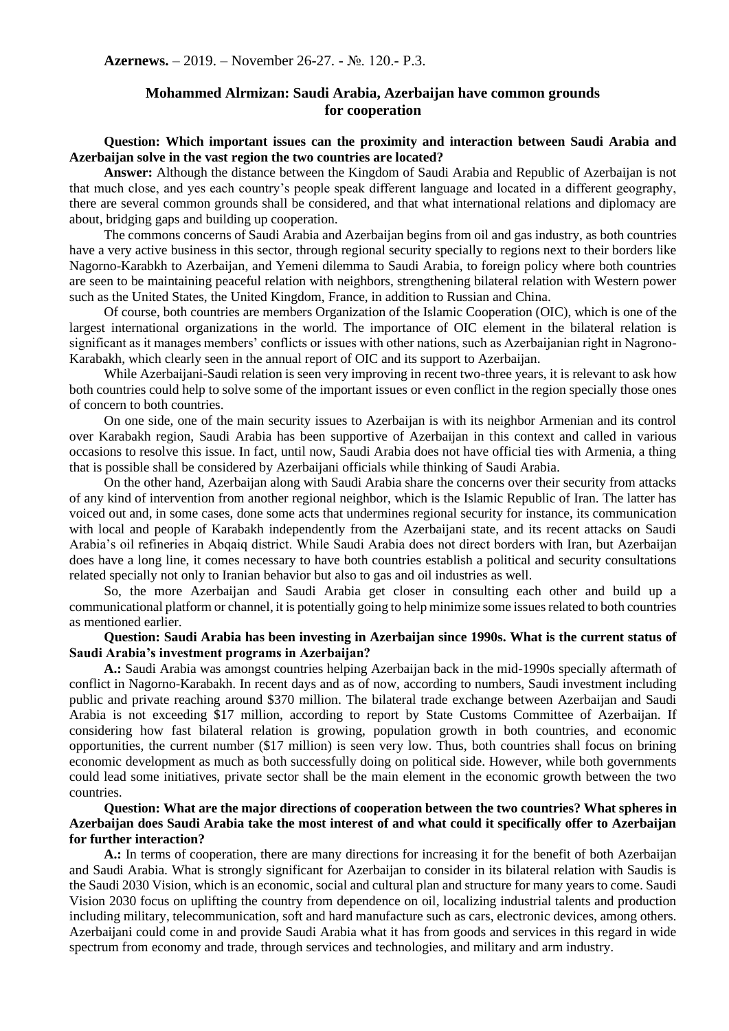**Azernews.** – 2019. – November 26-27. - №. 120.- P.3.

# Mohammed Alrmizan: Saudi Arabia, Azerbaijan have common grounds for cooperation

**Question: Which important issues can the proximity and interaction between Saudi Arabia and Azerbaijan solve in the vast region the two countries are located?**

**Answer:** Although the distance between the Kingdom of Saudi Arabia and Republic of Azerbaijan is not that much close, and yes each country's people speak different language and located in a different geography, there are several common grounds shall be considered, and that what international relations and diplomacy are about, bridging gaps and building up cooperation.

The commons concerns of Saudi Arabia and Azerbaijan begins from oil and gas industry, as both countries have a very active business in this sector, through regional security specially to regions next to their borders like Nagorno-Karabkh to Azerbaijan, and Yemeni dilemma to Saudi Arabia, to foreign policy where both countries are seen to be maintaining peaceful relation with neighbors, strengthening bilateral relation with Western power such as the United States, the United Kingdom, France, in addition to Russian and China.

Of course, both countries are members Organization of the Islamic Cooperation (OIC), which is one of the largest international organizations in the world. The importance of OIC element in the bilateral relation is significant as it manages members' conflicts or issues with other nations, such as Azerbaijanian right in Nagrono-Karabakh, which clearly seen in the annual report of OIC and its support to Azerbaijan.

While Azerbaijani-Saudi relation is seen very improving in recent two-three years, it is relevant to ask how both countries could help to solve some of the important issues or even conflict in the region specially those ones of concern to both countries.

On one side, one of the main security issues to Azerbaijan is with its neighbor Armenian and its control over Karabakh region, Saudi Arabia has been supportive of Azerbaijan in this context and called in various occasions to resolve this issue. In fact, until now, Saudi Arabia does not have official ties with Armenia, a thing that is possible shall be considered by Azerbaijani officials while thinking of Saudi Arabia.

On the other hand, Azerbaijan along with Saudi Arabia share the concerns over their security from attacks of any kind of intervention from another regional neighbor, which is the Islamic Republic of Iran. The latter has voiced out and, in some cases, done some acts that undermines regional security for instance, its communication with local and people of Karabakh independently from the Azerbaijani state, and its recent attacks on Saudi Arabia's oil refineries in Abqaiq district. While Saudi Arabia does not direct borders with Iran, but Azerbaijan does have a long line, it comes necessary to have both countries establish a political and security consultations related specially not only to Iranian behavior but also to gas and oil industries as well.

So, the more Azerbaijan and Saudi Arabia get closer in consulting each other and build up a communicational platform or channel, it is potentially going to help minimize some issues related to both countries as mentioned earlier.

**Question: Saudi Arabia has been investing in Azerbaijan since 1990s. What is the current status of Saudi Arabia's investment programs in Azerbaijan?**

**A.:** Saudi Arabia was amongst countries helping Azerbaijan back in the mid-1990s specially aftermath of conflict in Nagorno-Karabakh. In recent days and as of now, according to numbers, Saudi investment including public and private reaching around \$370 million. The bilateral trade exchange between Azerbaijan and Saudi Arabia is not exceeding \$17 million, according to report by State Customs Committee of Azerbaijan. If considering how fast bilateral relation is growing, population growth in both countries, and economic opportunities, the current number (\$17 million) is seen very low. Thus, both countries shall focus on brining economic development as much as both successfully doing on political side. However, while both governments could lead some initiatives, private sector shall be the main element in the economic growth between the two countries.

**Question: What are the major directions of cooperation between the two countries? What spheres in Azerbaijan does Saudi Arabia take the most interest of and what could it specifically offer to Azerbaijan for further interaction?**

**A.:** In terms of cooperation, there are many directions for increasing it for the benefit of both Azerbaijan and Saudi Arabia. What is strongly significant for Azerbaijan to consider in its bilateral relation with Saudis is the Saudi 2030 Vision, which is an economic, social and cultural plan and structure for many years to come. Saudi Vision 2030 focus on uplifting the country from dependence on oil, localizing industrial talents and production including military, telecommunication, soft and hard manufacture such as cars, electronic devices, among others. Azerbaijani could come in and provide Saudi Arabia what it has from goods and services in this regard in wide spectrum from economy and trade, through services and technologies, and military and arm industry.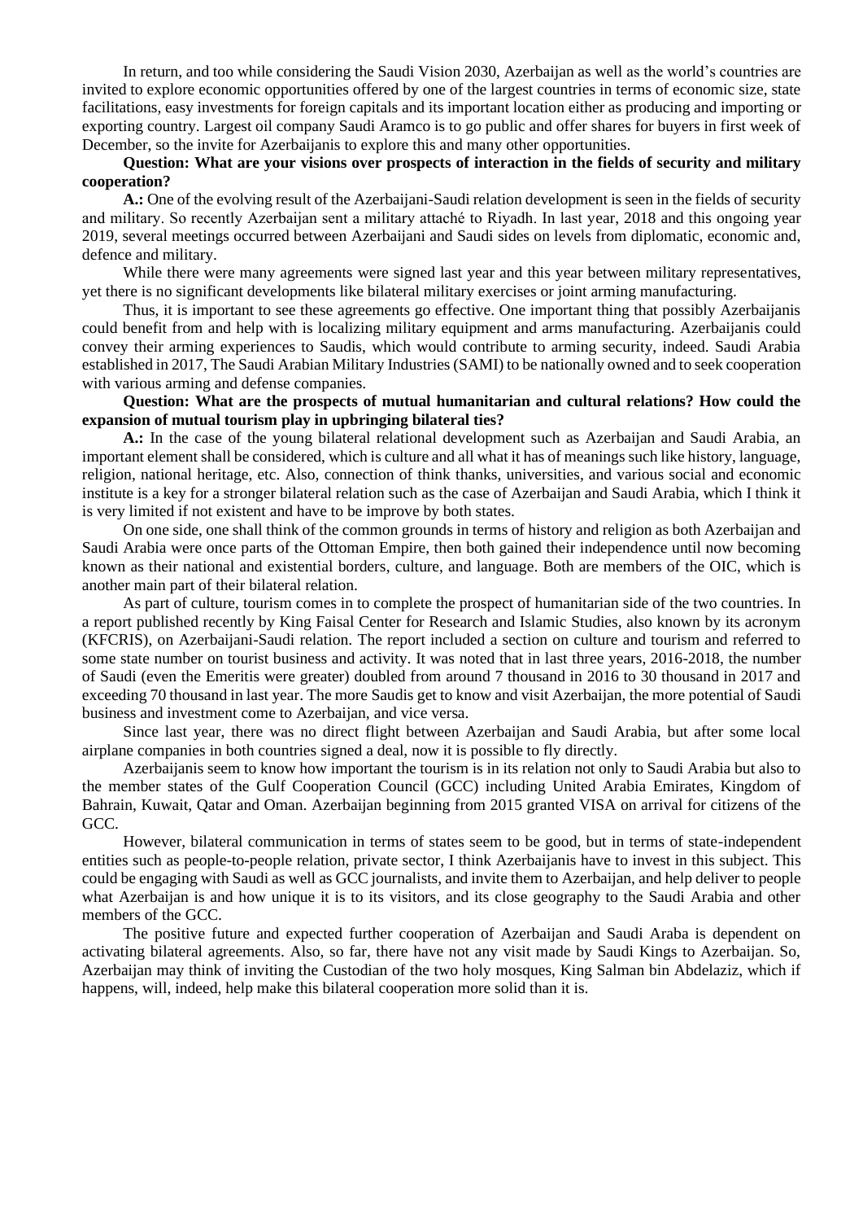In return, and too while considering the Saudi Vision 2030, Azerbaijan as well as the world's countries are invited to explore economic opportunities offered by one of the largest countries in terms of economic size, state facilitations, easy investments for foreign capitals and its important location either as producing and importing or exporting country. Largest oil company Saudi Aramco is to go public and offer shares for buyers in first week of December, so the invite for Azerbaijanis to explore this and many other opportunities.

**Question: What are your visions over prospects of interaction in the fields of security and military cooperation?**

**A.:** One of the evolving result of the Azerbaijani-Saudi relation development is seen in the fields of security and military. So recently Azerbaijan sent a military attaché to Riyadh. In last year, 2018 and this ongoing year 2019, several meetings occurred between Azerbaijani and Saudi sides on levels from diplomatic, economic and, defence and military.

While there were many agreements were signed last year and this year between military representatives, yet there is no significant developments like bilateral military exercises or joint arming manufacturing.

Thus, it is important to see these agreements go effective. One important thing that possibly Azerbaijanis could benefit from and help with is localizing military equipment and arms manufacturing. Azerbaijanis could convey their arming experiences to Saudis, which would contribute to arming security, indeed. Saudi Arabia established in 2017, The Saudi Arabian Military Industries (SAMI) to be nationally owned and to seek cooperation with various arming and defense companies.

**Question: What are the prospects of mutual humanitarian and cultural relations? How could the expansion of mutual tourism play in upbringing bilateral ties?**

**A.:** In the case of the young bilateral relational development such as Azerbaijan and Saudi Arabia, an important element shall be considered, which is culture and all what it has of meanings such like history, language, religion, national heritage, etc. Also, connection of think thanks, universities, and various social and economic institute is a key for a stronger bilateral relation such as the case of Azerbaijan and Saudi Arabia, which I think it is very limited if not existent and have to be improve by both states.

On one side, one shall think of the common grounds in terms of history and religion as both Azerbaijan and Saudi Arabia were once parts of the Ottoman Empire, then both gained their independence until now becoming known as their national and existential borders, culture, and language. Both are members of the OIC, which is another main part of their bilateral relation.

As part of culture, tourism comes in to complete the prospect of humanitarian side of the two countries. In a report published recently by King Faisal Center for Research and Islamic Studies, also known by its acronym (KFCRIS), on Azerbaijani-Saudi relation. The report included a section on culture and tourism and referred to some state number on tourist business and activity. It was noted that in last three years, 2016-2018, the number of Saudi (even the Emeritis were greater) doubled from around 7 thousand in 2016 to 30 thousand in 2017 and exceeding 70 thousand in last year. The more Saudis get to know and visit Azerbaijan, the more potential of Saudi business and investment come to Azerbaijan, and vice versa.

Since last year, there was no direct flight between Azerbaijan and Saudi Arabia, but after some local airplane companies in both countries signed a deal, now it is possible to fly directly.

Azerbaijanis seem to know how important the tourism is in its relation not only to Saudi Arabia but also to the member states of the Gulf Cooperation Council (GCC) including United Arabia Emirates, Kingdom of Bahrain, Kuwait, Qatar and Oman. Azerbaijan beginning from 2015 granted VISA on arrival for citizens of the GCC.

However, bilateral communication in terms of states seem to be good, but in terms of state-independent entities such as people-to-people relation, private sector, I think Azerbaijanis have to invest in this subject. This could be engaging with Saudi as well as GCC journalists, and invite them to Azerbaijan, and help deliver to people what Azerbaijan is and how unique it is to its visitors, and its close geography to the Saudi Arabia and other members of the GCC.

The positive future and expected further cooperation of Azerbaijan and Saudi Araba is dependent on activating bilateral agreements. Also, so far, there have not any visit made by Saudi Kings to Azerbaijan. So, Azerbaijan may think of inviting the Custodian of the two holy mosques, King Salman bin Abdelaziz, which if happens, will, indeed, help make this bilateral cooperation more solid than it is.